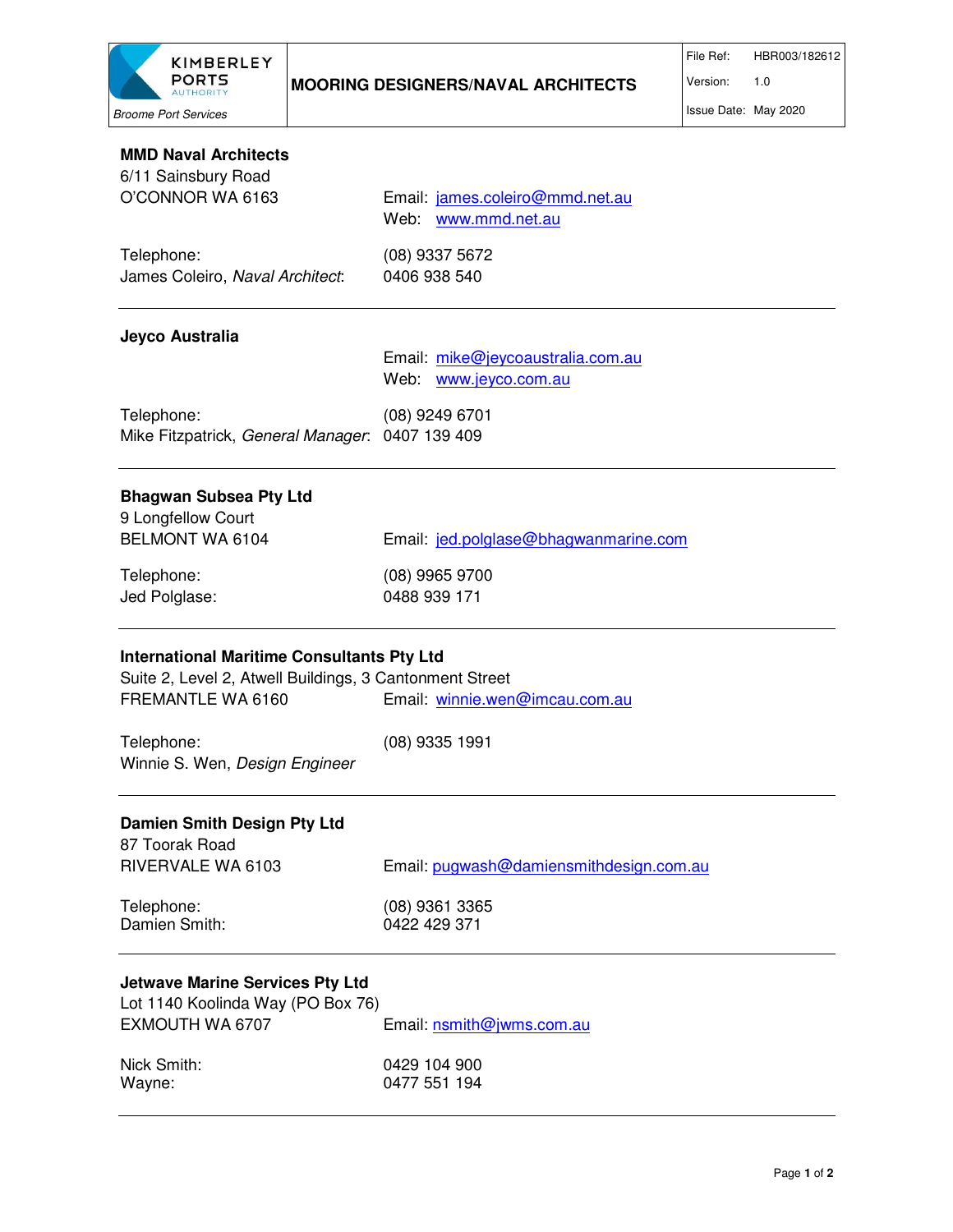| Kimberley Ports Authority — Broome Port Services | MOORING DESIGNERS/NAVAL ARCHITECTS | File Ref: HBR003/182612 |
|---|---|---|
| | | Version: 1.0 |
| | | Issue Date: May 2020 |

**MMD Naval Architects**
6/11 Sainsbury Road
O'CONNOR WA 6163

Email: james.coleiro@mmd.net.au
Web: www.mmd.net.au

Telephone: (08) 9337 5672
James Coleiro, *Naval Architect*: 0406 938 540

---

**Jeyco Australia**

Email: mike@jeycoaustralia.com.au
Web: www.jeyco.com.au

Telephone: (08) 9249 6701
Mike Fitzpatrick, *General Manager*: 0407 139 409

---

**Bhagwan Subsea Pty Ltd**
9 Longfellow Court
BELMONT WA 6104

Email: jed.polglase@bhagwanmarine.com

Telephone: (08) 9965 9700
Jed Polglase: 0488 939 171

---

**International Maritime Consultants Pty Ltd**
Suite 2, Level 2, Atwell Buildings, 3 Cantonment Street
FREMANTLE WA 6160

Email: winnie.wen@imcau.com.au

Telephone: (08) 9335 1991
Winnie S. Wen, *Design Engineer*

---

**Damien Smith Design Pty Ltd**
87 Toorak Road
RIVERVALE WA 6103

Email: pugwash@damiensmithdesign.com.au

Telephone: (08) 9361 3365
Damien Smith: 0422 429 371

---

**Jetwave Marine Services Pty Ltd**
Lot 1140 Koolinda Way (PO Box 76)
EXMOUTH WA 6707

Email: nsmith@jwms.com.au

Nick Smith: 0429 104 900
Wayne: 0477 551 194

---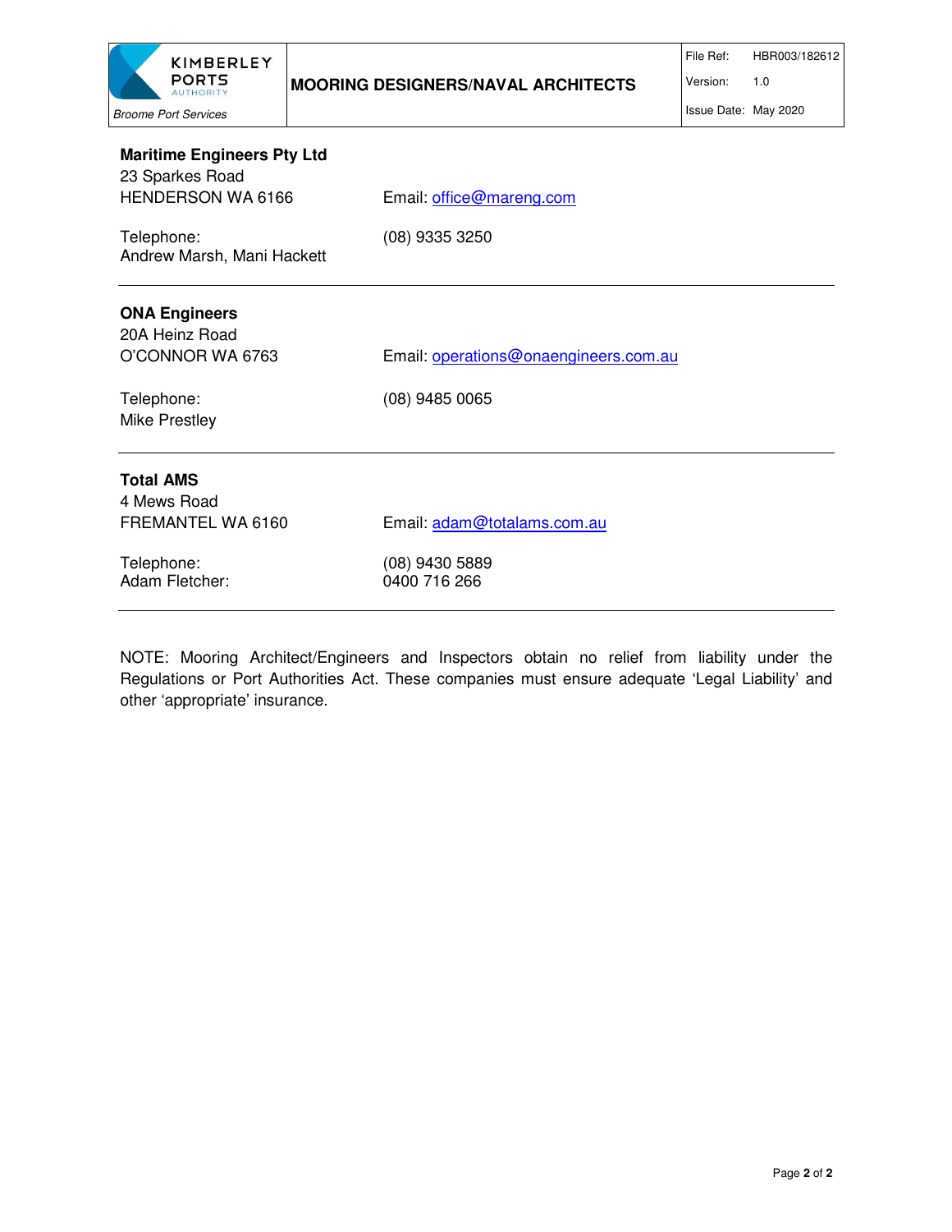**Maritime Engineers Pty Ltd**
23 Sparkes Road
HENDERSON WA 6166 Email: office@mareng.com

Telephone: (08) 9335 3250
Andrew Marsh, Mani Hackett

---

**ONA Engineers**
20A Heinz Road
O'CONNOR WA 6763 Email: operations@onaengineers.com.au

Telephone: (08) 9485 0065
Mike Prestley

---

**Total AMS**
4 Mews Road
FREMANTEL WA 6160 Email: adam@totalams.com.au

Telephone: (08) 9430 5889
Adam Fletcher: 0400 716 266

---

NOTE: Mooring Architect/Engineers and Inspectors obtain no relief from liability under the Regulations or Port Authorities Act. These companies must ensure adequate 'Legal Liability' and other 'appropriate' insurance.